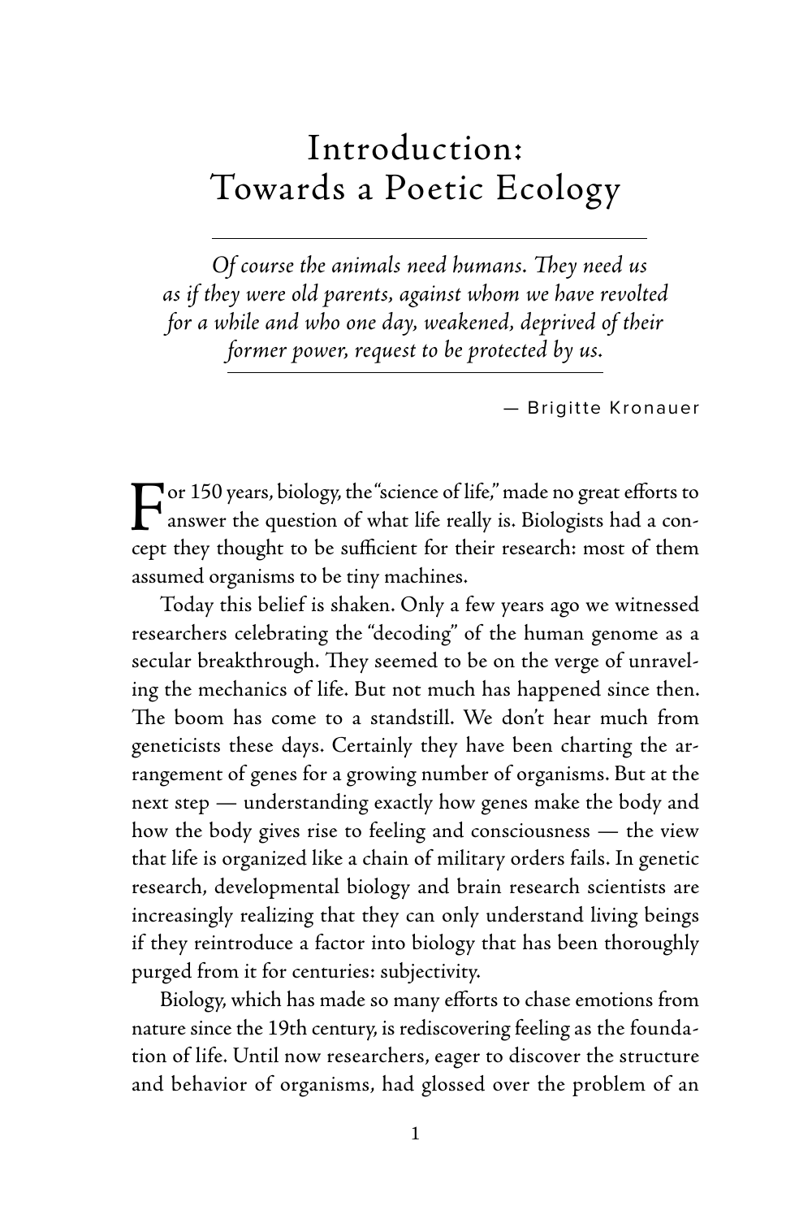# Introduction: Towards a Poetic Ecology

> *Of course the animals need humans. They need us as if they were old parents, against whom we have revolted for a while and who one day, weakened, deprived of their former power, request to be protected by us.*
>
> — Brigitte Kronauer

For 150 years, biology, the "science of life," made no great efforts to answer the question of what life really is. Biologists had a concept they thought to be sufficient for their research: most of them assumed organisms to be tiny machines.

Today this belief is shaken. Only a few years ago we witnessed researchers celebrating the "decoding" of the human genome as a secular breakthrough. They seemed to be on the verge of unraveling the mechanics of life. But not much has happened since then. The boom has come to a standstill. We don't hear much from geneticists these days. Certainly they have been charting the arrangement of genes for a growing number of organisms. But at the next step — understanding exactly how genes make the body and how the body gives rise to feeling and consciousness — the view that life is organized like a chain of military orders fails. In genetic research, developmental biology and brain research scientists are increasingly realizing that they can only understand living beings if they reintroduce a factor into biology that has been thoroughly purged from it for centuries: subjectivity.

Biology, which has made so many efforts to chase emotions from nature since the 19th century, is rediscovering feeling as the foundation of life. Until now researchers, eager to discover the structure and behavior of organisms, had glossed over the problem of an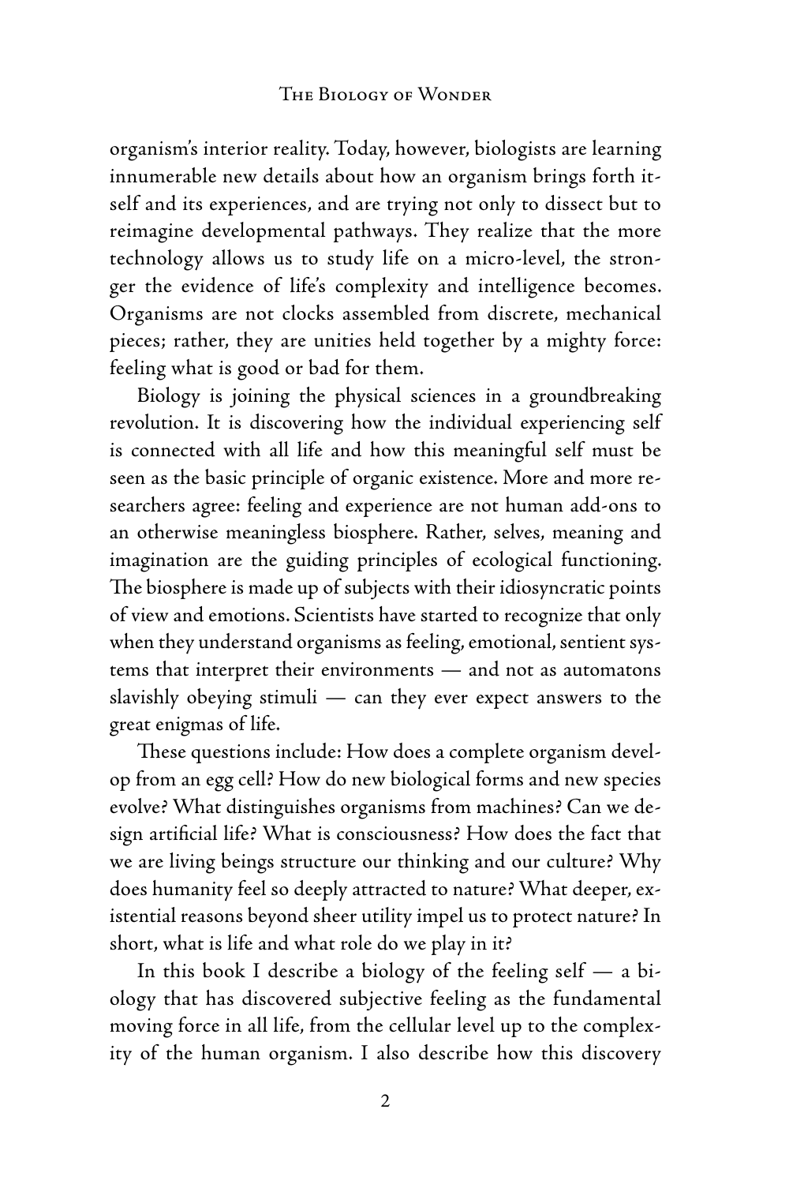organism's interior reality. Today, however, biologists are learning innumerable new details about how an organism brings forth itself and its experiences, and are trying not only to dissect but to reimagine developmental pathways. They realize that the more technology allows us to study life on a micro-level, the stronger the evidence of life's complexity and intelligence becomes. Organisms are not clocks assembled from discrete, mechanical pieces; rather, they are unities held together by a mighty force: feeling what is good or bad for them.

Biology is joining the physical sciences in a groundbreaking revolution. It is discovering how the individual experiencing self is connected with all life and how this meaningful self must be seen as the basic principle of organic existence. More and more researchers agree: feeling and experience are not human add-ons to an otherwise meaningless biosphere. Rather, selves, meaning and imagination are the guiding principles of ecological functioning. The biosphere is made up of subjects with their idiosyncratic points of view and emotions. Scientists have started to recognize that only when they understand organisms as feeling, emotional, sentient systems that interpret their environments — and not as automatons slavishly obeying stimuli — can they ever expect answers to the great enigmas of life.

These questions include: How does a complete organism develop from an egg cell? How do new biological forms and new species evolve? What distinguishes organisms from machines? Can we design artificial life? What is consciousness? How does the fact that we are living beings structure our thinking and our culture? Why does humanity feel so deeply attracted to nature? What deeper, existential reasons beyond sheer utility impel us to protect nature? In short, what is life and what role do we play in it?

In this book I describe a biology of the feeling self — a biology that has discovered subjective feeling as the fundamental moving force in all life, from the cellular level up to the complexity of the human organism. I also describe how this discovery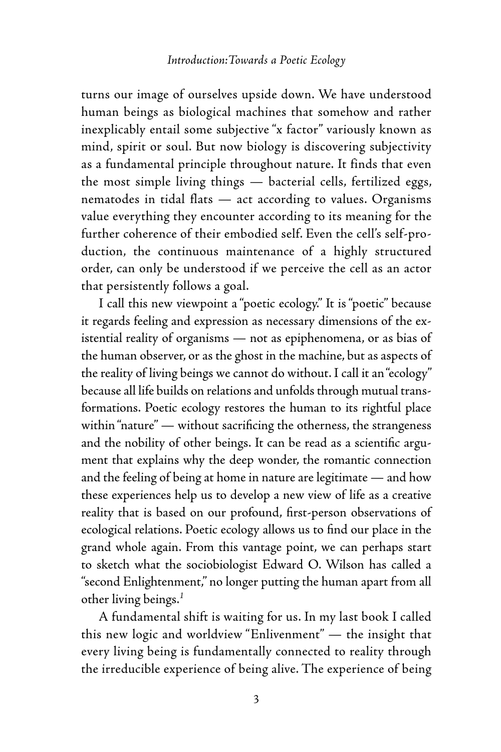turns our image of ourselves upside down. We have understood human beings as biological machines that somehow and rather inexplicably entail some subjective "x factor" variously known as mind, spirit or soul. But now biology is discovering subjectivity as a fundamental principle throughout nature. It finds that even the most simple living things — bacterial cells, fertilized eggs, nematodes in tidal flats — act according to values. Organisms value everything they encounter according to its meaning for the further coherence of their embodied self. Even the cell's self-production, the continuous maintenance of a highly structured order, can only be understood if we perceive the cell as an actor that persistently follows a goal.

I call this new viewpoint a "poetic ecology." It is "poetic" because it regards feeling and expression as necessary dimensions of the existential reality of organisms — not as epiphenomena, or as bias of the human observer, or as the ghost in the machine, but as aspects of the reality of living beings we cannot do without. I call it an "ecology" because all life builds on relations and unfolds through mutual transformations. Poetic ecology restores the human to its rightful place within "nature" — without sacrificing the otherness, the strangeness and the nobility of other beings. It can be read as a scientific argument that explains why the deep wonder, the romantic connection and the feeling of being at home in nature are legitimate — and how these experiences help us to develop a new view of life as a creative reality that is based on our profound, first-person observations of ecological relations. Poetic ecology allows us to find our place in the grand whole again. From this vantage point, we can perhaps start to sketch what the sociobiologist Edward O. Wilson has called a "second Enlightenment," no longer putting the human apart from all other living beings.[1]

A fundamental shift is waiting for us. In my last book I called this new logic and worldview "Enlivenment" — the insight that every living being is fundamentally connected to reality through the irreducible experience of being alive. The experience of being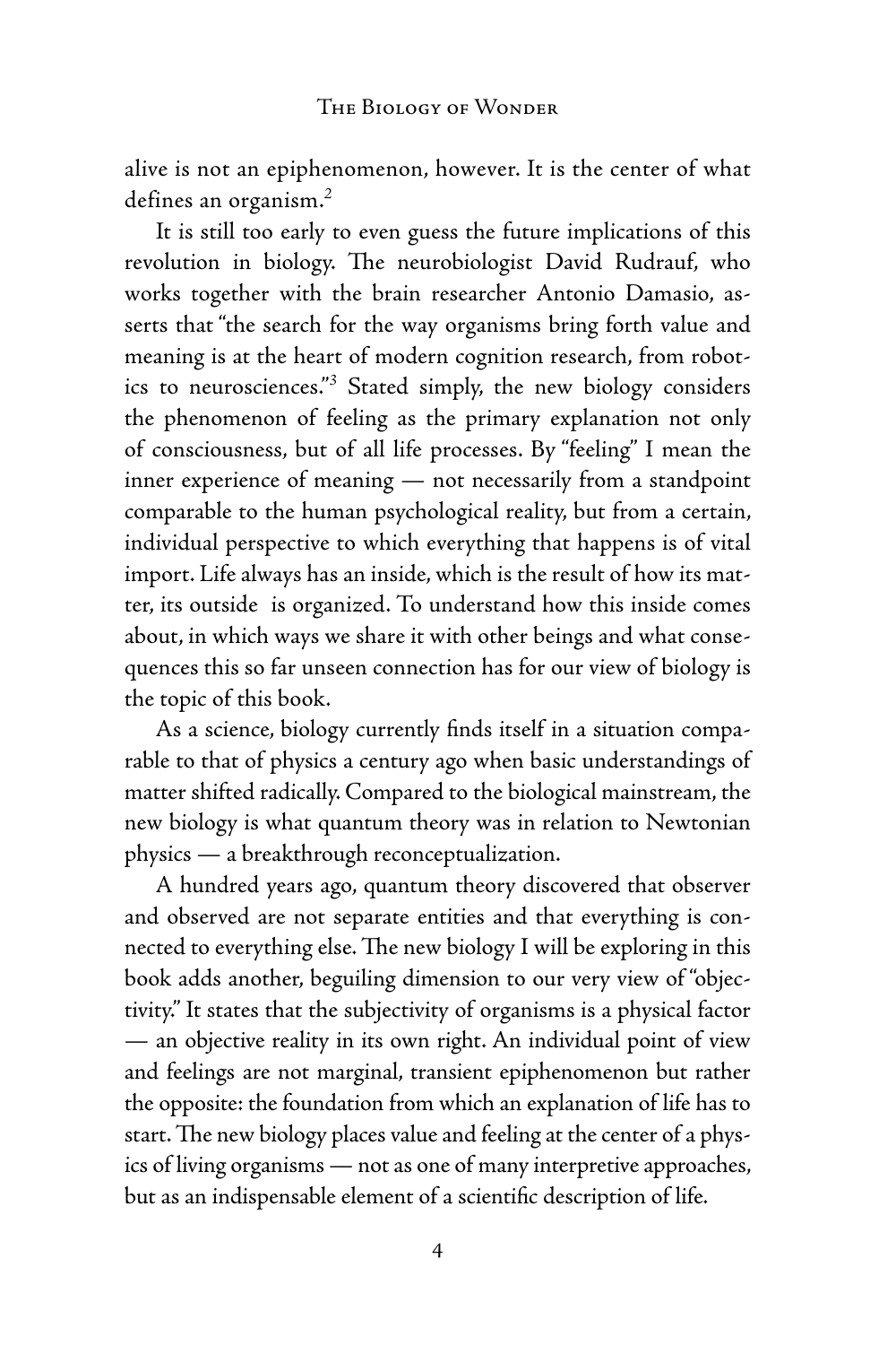alive is not an epiphenomenon, however. It is the center of what defines an organism.[2]

It is still too early to even guess the future implications of this revolution in biology. The neurobiologist David Rudrauf, who works together with the brain researcher Antonio Damasio, asserts that "the search for the way organisms bring forth value and meaning is at the heart of modern cognition research, from robotics to neurosciences."[3] Stated simply, the new biology considers the phenomenon of feeling as the primary explanation not only of consciousness, but of all life processes. By "feeling" I mean the inner experience of meaning — not necessarily from a standpoint comparable to the human psychological reality, but from a certain, individual perspective to which everything that happens is of vital import. Life always has an inside, which is the result of how its matter, its outside is organized. To understand how this inside comes about, in which ways we share it with other beings and what consequences this so far unseen connection has for our view of biology is the topic of this book.

As a science, biology currently finds itself in a situation comparable to that of physics a century ago when basic understandings of matter shifted radically. Compared to the biological mainstream, the new biology is what quantum theory was in relation to Newtonian physics — a breakthrough reconceptualization.

A hundred years ago, quantum theory discovered that observer and observed are not separate entities and that everything is connected to everything else. The new biology I will be exploring in this book adds another, beguiling dimension to our very view of "objectivity." It states that the subjectivity of organisms is a physical factor — an objective reality in its own right. An individual point of view and feelings are not marginal, transient epiphenomenon but rather the opposite: the foundation from which an explanation of life has to start. The new biology places value and feeling at the center of a physics of living organisms — not as one of many interpretive approaches, but as an indispensable element of a scientific description of life.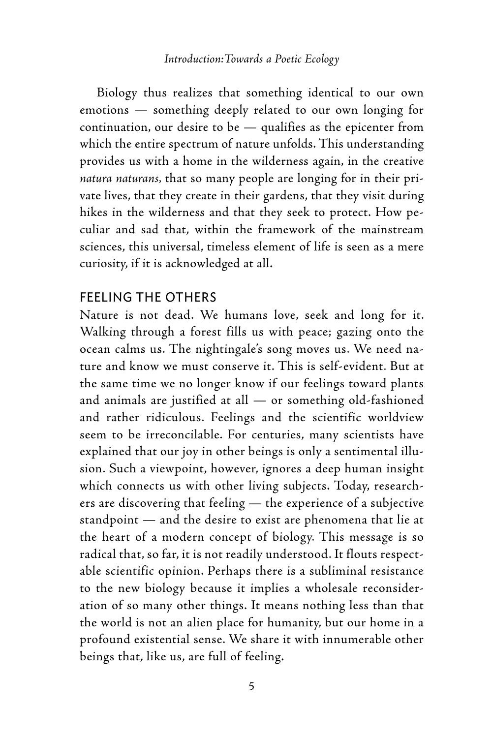Biology thus realizes that something identical to our own emotions — something deeply related to our own longing for continuation, our desire to be — qualifies as the epicenter from which the entire spectrum of nature unfolds. This understanding provides us with a home in the wilderness again, in the creative *natura naturans*, that so many people are longing for in their private lives, that they create in their gardens, that they visit during hikes in the wilderness and that they seek to protect. How peculiar and sad that, within the framework of the mainstream sciences, this universal, timeless element of life is seen as a mere curiosity, if it is acknowledged at all.

## FEELING THE OTHERS

Nature is not dead. We humans love, seek and long for it. Walking through a forest fills us with peace; gazing onto the ocean calms us. The nightingale's song moves us. We need nature and know we must conserve it. This is self-evident. But at the same time we no longer know if our feelings toward plants and animals are justified at all — or something old-fashioned and rather ridiculous. Feelings and the scientific worldview seem to be irreconcilable. For centuries, many scientists have explained that our joy in other beings is only a sentimental illusion. Such a viewpoint, however, ignores a deep human insight which connects us with other living subjects. Today, researchers are discovering that feeling — the experience of a subjective standpoint — and the desire to exist are phenomena that lie at the heart of a modern concept of biology. This message is so radical that, so far, it is not readily understood. It flouts respectable scientific opinion. Perhaps there is a subliminal resistance to the new biology because it implies a wholesale reconsideration of so many other things. It means nothing less than that the world is not an alien place for humanity, but our home in a profound existential sense. We share it with innumerable other beings that, like us, are full of feeling.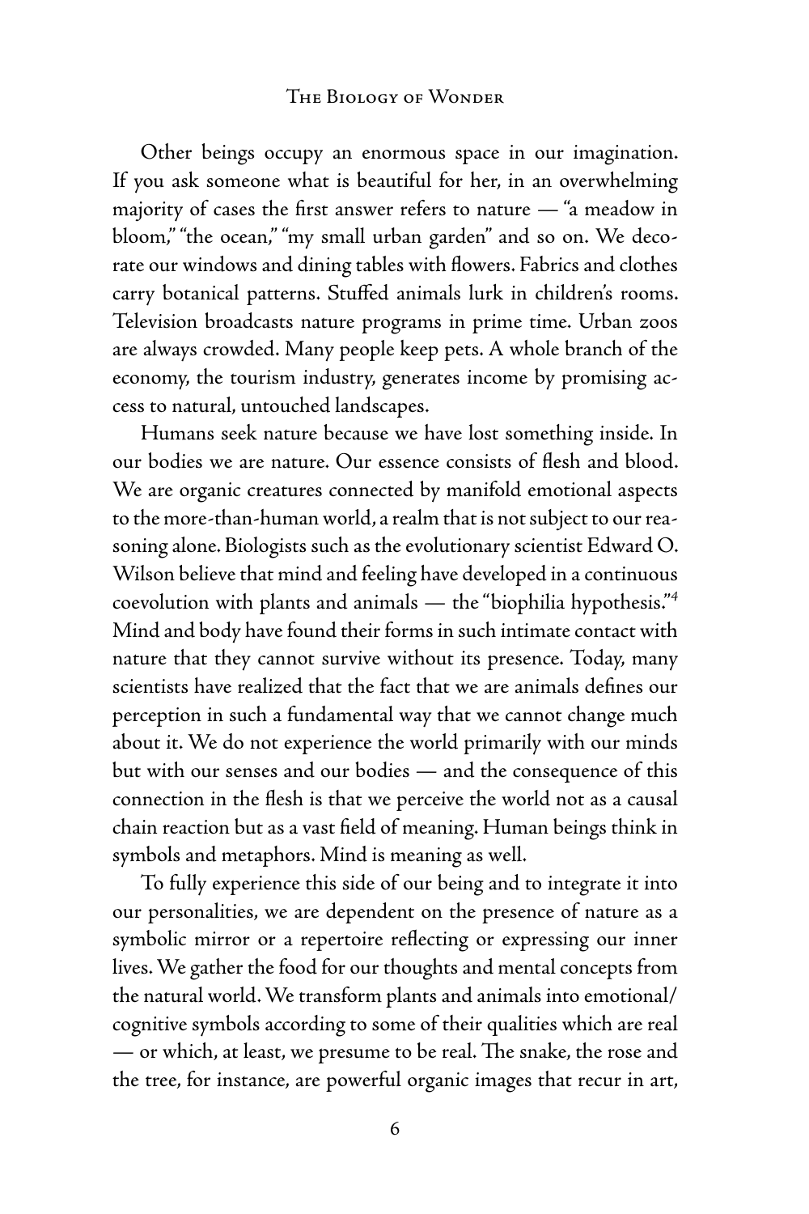Other beings occupy an enormous space in our imagination. If you ask someone what is beautiful for her, in an overwhelming majority of cases the first answer refers to nature — "a meadow in bloom," "the ocean," "my small urban garden" and so on. We decorate our windows and dining tables with flowers. Fabrics and clothes carry botanical patterns. Stuffed animals lurk in children's rooms. Television broadcasts nature programs in prime time. Urban zoos are always crowded. Many people keep pets. A whole branch of the economy, the tourism industry, generates income by promising access to natural, untouched landscapes.

Humans seek nature because we have lost something inside. In our bodies we are nature. Our essence consists of flesh and blood. We are organic creatures connected by manifold emotional aspects to the more-than-human world, a realm that is not subject to our reasoning alone. Biologists such as the evolutionary scientist Edward O. Wilson believe that mind and feeling have developed in a continuous coevolution with plants and animals — the "biophilia hypothesis."[4] Mind and body have found their forms in such intimate contact with nature that they cannot survive without its presence. Today, many scientists have realized that the fact that we are animals defines our perception in such a fundamental way that we cannot change much about it. We do not experience the world primarily with our minds but with our senses and our bodies — and the consequence of this connection in the flesh is that we perceive the world not as a causal chain reaction but as a vast field of meaning. Human beings think in symbols and metaphors. Mind is meaning as well.

To fully experience this side of our being and to integrate it into our personalities, we are dependent on the presence of nature as a symbolic mirror or a repertoire reflecting or expressing our inner lives. We gather the food for our thoughts and mental concepts from the natural world. We transform plants and animals into emotional/cognitive symbols according to some of their qualities which are real — or which, at least, we presume to be real. The snake, the rose and the tree, for instance, are powerful organic images that recur in art,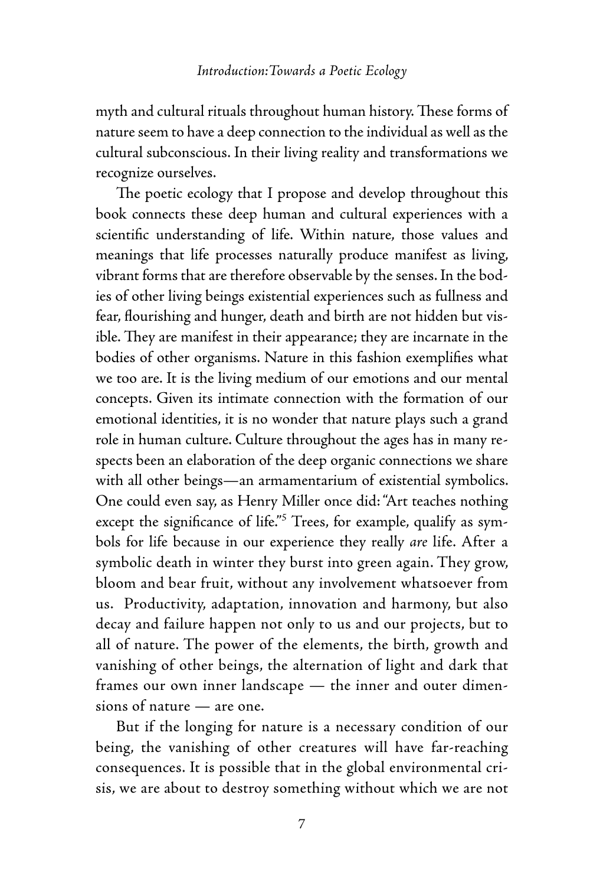myth and cultural rituals throughout human history. These forms of nature seem to have a deep connection to the individual as well as the cultural subconscious. In their living reality and transformations we recognize ourselves.

The poetic ecology that I propose and develop throughout this book connects these deep human and cultural experiences with a scientific understanding of life. Within nature, those values and meanings that life processes naturally produce manifest as living, vibrant forms that are therefore observable by the senses. In the bodies of other living beings existential experiences such as fullness and fear, flourishing and hunger, death and birth are not hidden but visible. They are manifest in their appearance; they are incarnate in the bodies of other organisms. Nature in this fashion exemplifies what we too are. It is the living medium of our emotions and our mental concepts. Given its intimate connection with the formation of our emotional identities, it is no wonder that nature plays such a grand role in human culture. Culture throughout the ages has in many respects been an elaboration of the deep organic connections we share with all other beings—an armamentarium of existential symbolics. One could even say, as Henry Miller once did: "Art teaches nothing except the significance of life."[5] Trees, for example, qualify as symbols for life because in our experience they really *are* life. After a symbolic death in winter they burst into green again. They grow, bloom and bear fruit, without any involvement whatsoever from us. Productivity, adaptation, innovation and harmony, but also decay and failure happen not only to us and our projects, but to all of nature. The power of the elements, the birth, growth and vanishing of other beings, the alternation of light and dark that frames our own inner landscape — the inner and outer dimensions of nature — are one.

But if the longing for nature is a necessary condition of our being, the vanishing of other creatures will have far-reaching consequences. It is possible that in the global environmental crisis, we are about to destroy something without which we are not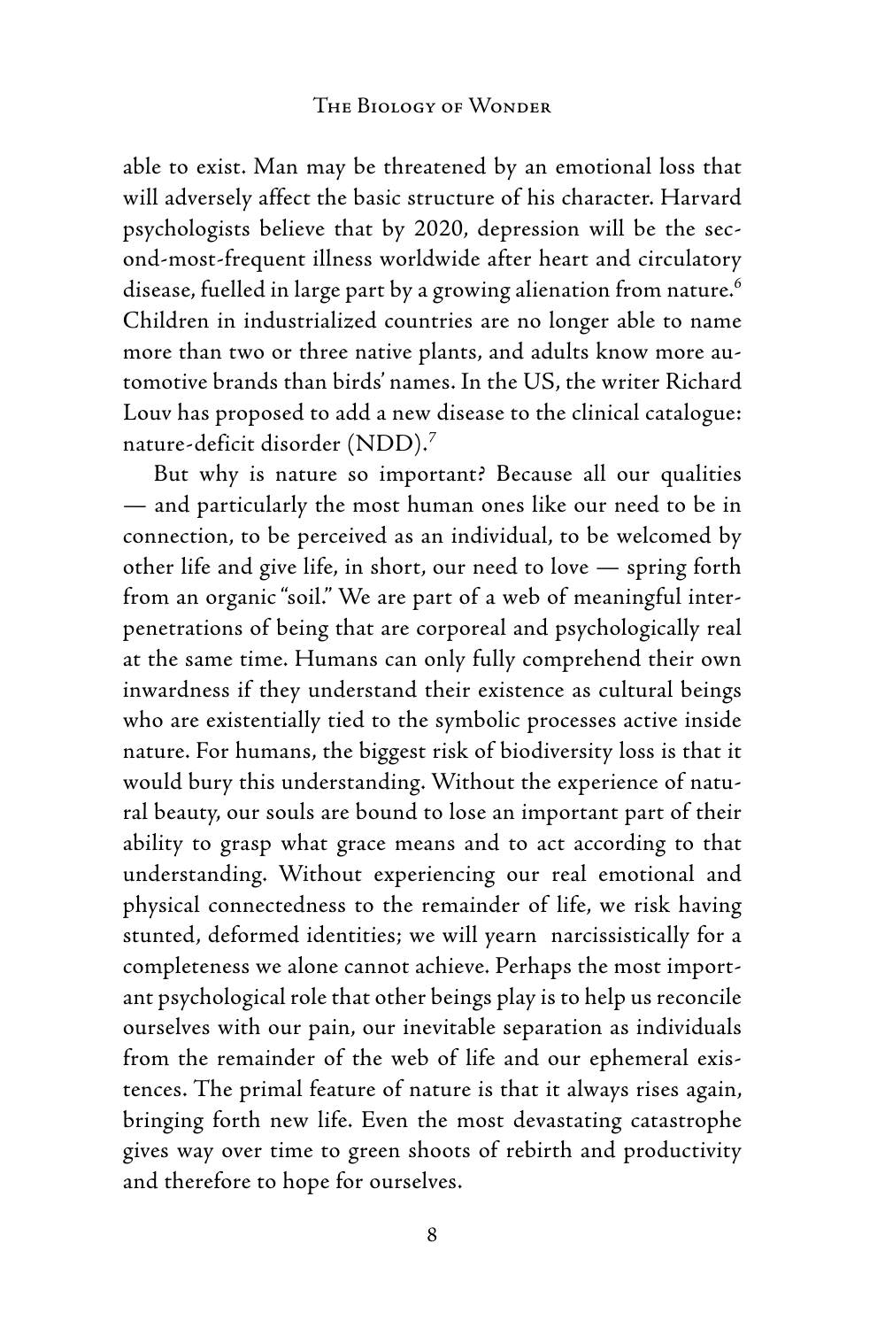able to exist. Man may be threatened by an emotional loss that will adversely affect the basic structure of his character. Harvard psychologists believe that by 2020, depression will be the second-most-frequent illness worldwide after heart and circulatory disease, fuelled in large part by a growing alienation from nature.[6] Children in industrialized countries are no longer able to name more than two or three native plants, and adults know more automotive brands than birds' names. In the US, the writer Richard Louv has proposed to add a new disease to the clinical catalogue: nature-deficit disorder (NDD).[7]

But why is nature so important? Because all our qualities — and particularly the most human ones like our need to be in connection, to be perceived as an individual, to be welcomed by other life and give life, in short, our need to love — spring forth from an organic "soil." We are part of a web of meaningful interpenetrations of being that are corporeal and psychologically real at the same time. Humans can only fully comprehend their own inwardness if they understand their existence as cultural beings who are existentially tied to the symbolic processes active inside nature. For humans, the biggest risk of biodiversity loss is that it would bury this understanding. Without the experience of natural beauty, our souls are bound to lose an important part of their ability to grasp what grace means and to act according to that understanding. Without experiencing our real emotional and physical connectedness to the remainder of life, we risk having stunted, deformed identities; we will yearn narcissistically for a completeness we alone cannot achieve. Perhaps the most important psychological role that other beings play is to help us reconcile ourselves with our pain, our inevitable separation as individuals from the remainder of the web of life and our ephemeral existences. The primal feature of nature is that it always rises again, bringing forth new life. Even the most devastating catastrophe gives way over time to green shoots of rebirth and productivity and therefore to hope for ourselves.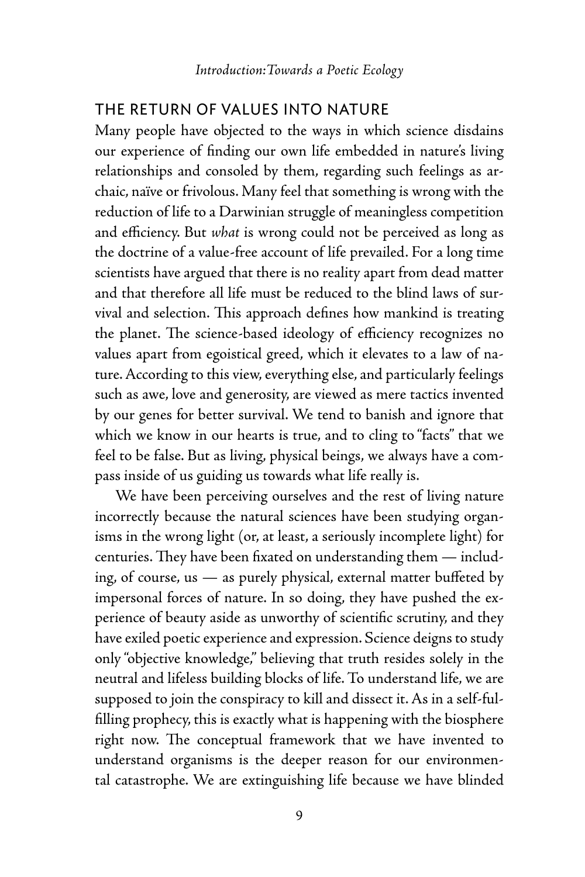## THE RETURN OF VALUES INTO NATURE

Many people have objected to the ways in which science disdains our experience of finding our own life embedded in nature's living relationships and consoled by them, regarding such feelings as archaic, naïve or frivolous. Many feel that something is wrong with the reduction of life to a Darwinian struggle of meaningless competition and efficiency. But *what* is wrong could not be perceived as long as the doctrine of a value-free account of life prevailed. For a long time scientists have argued that there is no reality apart from dead matter and that therefore all life must be reduced to the blind laws of survival and selection. This approach defines how mankind is treating the planet. The science-based ideology of efficiency recognizes no values apart from egoistical greed, which it elevates to a law of nature. According to this view, everything else, and particularly feelings such as awe, love and generosity, are viewed as mere tactics invented by our genes for better survival. We tend to banish and ignore that which we know in our hearts is true, and to cling to "facts" that we feel to be false. But as living, physical beings, we always have a compass inside of us guiding us towards what life really is.

We have been perceiving ourselves and the rest of living nature incorrectly because the natural sciences have been studying organisms in the wrong light (or, at least, a seriously incomplete light) for centuries. They have been fixated on understanding them — including, of course, us — as purely physical, external matter buffeted by impersonal forces of nature. In so doing, they have pushed the experience of beauty aside as unworthy of scientific scrutiny, and they have exiled poetic experience and expression. Science deigns to study only "objective knowledge," believing that truth resides solely in the neutral and lifeless building blocks of life. To understand life, we are supposed to join the conspiracy to kill and dissect it. As in a self-fulfilling prophecy, this is exactly what is happening with the biosphere right now. The conceptual framework that we have invented to understand organisms is the deeper reason for our environmental catastrophe. We are extinguishing life because we have blinded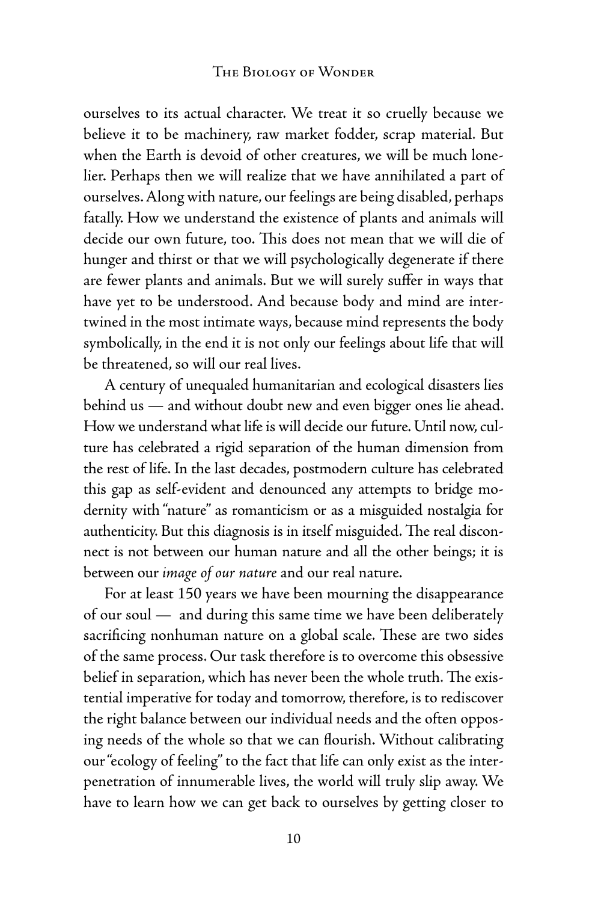ourselves to its actual character. We treat it so cruelly because we believe it to be machinery, raw market fodder, scrap material. But when the Earth is devoid of other creatures, we will be much lonelier. Perhaps then we will realize that we have annihilated a part of ourselves. Along with nature, our feelings are being disabled, perhaps fatally. How we understand the existence of plants and animals will decide our own future, too. This does not mean that we will die of hunger and thirst or that we will psychologically degenerate if there are fewer plants and animals. But we will surely suffer in ways that have yet to be understood. And because body and mind are intertwined in the most intimate ways, because mind represents the body symbolically, in the end it is not only our feelings about life that will be threatened, so will our real lives.

A century of unequaled humanitarian and ecological disasters lies behind us — and without doubt new and even bigger ones lie ahead. How we understand what life is will decide our future. Until now, culture has celebrated a rigid separation of the human dimension from the rest of life. In the last decades, postmodern culture has celebrated this gap as self-evident and denounced any attempts to bridge modernity with "nature" as romanticism or as a misguided nostalgia for authenticity. But this diagnosis is in itself misguided. The real disconnect is not between our human nature and all the other beings; it is between our *image of our nature* and our real nature.

For at least 150 years we have been mourning the disappearance of our soul — and during this same time we have been deliberately sacrificing nonhuman nature on a global scale. These are two sides of the same process. Our task therefore is to overcome this obsessive belief in separation, which has never been the whole truth. The existential imperative for today and tomorrow, therefore, is to rediscover the right balance between our individual needs and the often opposing needs of the whole so that we can flourish. Without calibrating our "ecology of feeling" to the fact that life can only exist as the interpenetration of innumerable lives, the world will truly slip away. We have to learn how we can get back to ourselves by getting closer to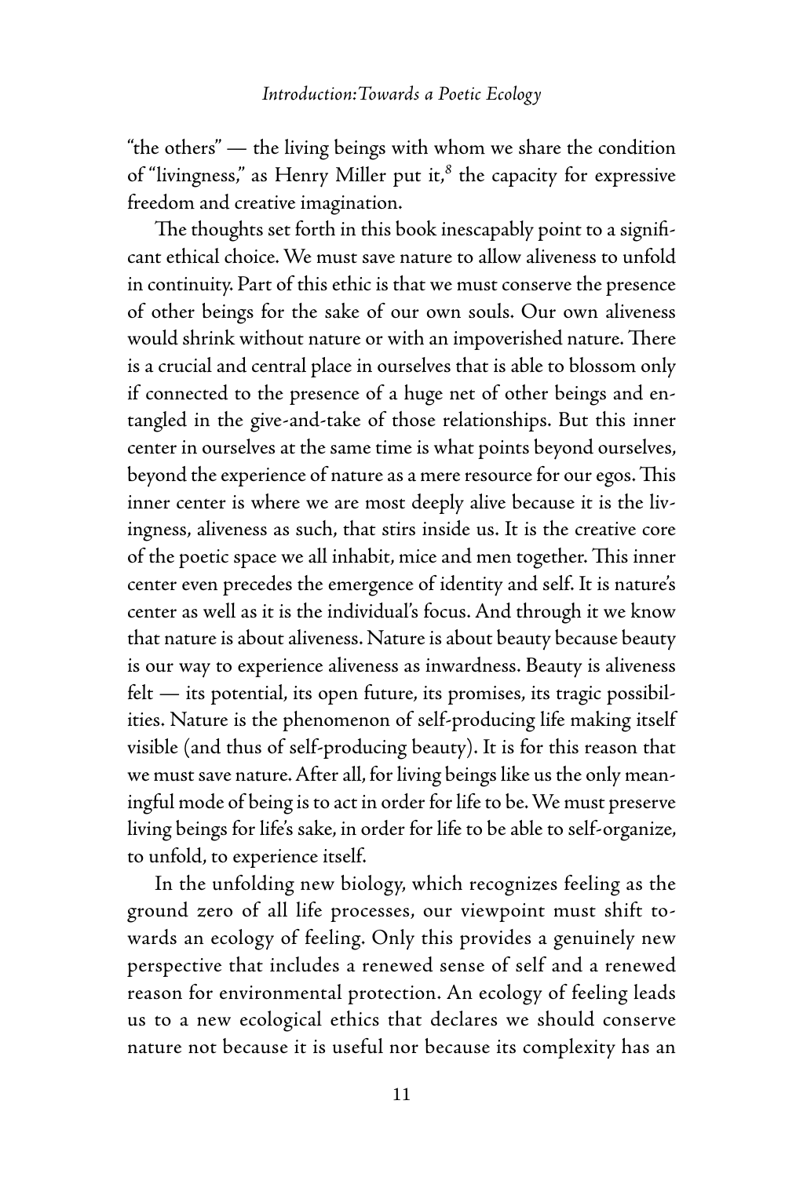"the others" — the living beings with whom we share the condition of "livingness," as Henry Miller put it,[8] the capacity for expressive freedom and creative imagination.

The thoughts set forth in this book inescapably point to a significant ethical choice. We must save nature to allow aliveness to unfold in continuity. Part of this ethic is that we must conserve the presence of other beings for the sake of our own souls. Our own aliveness would shrink without nature or with an impoverished nature. There is a crucial and central place in ourselves that is able to blossom only if connected to the presence of a huge net of other beings and entangled in the give-and-take of those relationships. But this inner center in ourselves at the same time is what points beyond ourselves, beyond the experience of nature as a mere resource for our egos. This inner center is where we are most deeply alive because it is the livingness, aliveness as such, that stirs inside us. It is the creative core of the poetic space we all inhabit, mice and men together. This inner center even precedes the emergence of identity and self. It is nature's center as well as it is the individual's focus. And through it we know that nature is about aliveness. Nature is about beauty because beauty is our way to experience aliveness as inwardness. Beauty is aliveness felt — its potential, its open future, its promises, its tragic possibilities. Nature is the phenomenon of self-producing life making itself visible (and thus of self-producing beauty). It is for this reason that we must save nature. After all, for living beings like us the only meaningful mode of being is to act in order for life to be. We must preserve living beings for life's sake, in order for life to be able to self-organize, to unfold, to experience itself.

In the unfolding new biology, which recognizes feeling as the ground zero of all life processes, our viewpoint must shift towards an ecology of feeling. Only this provides a genuinely new perspective that includes a renewed sense of self and a renewed reason for environmental protection. An ecology of feeling leads us to a new ecological ethics that declares we should conserve nature not because it is useful nor because its complexity has an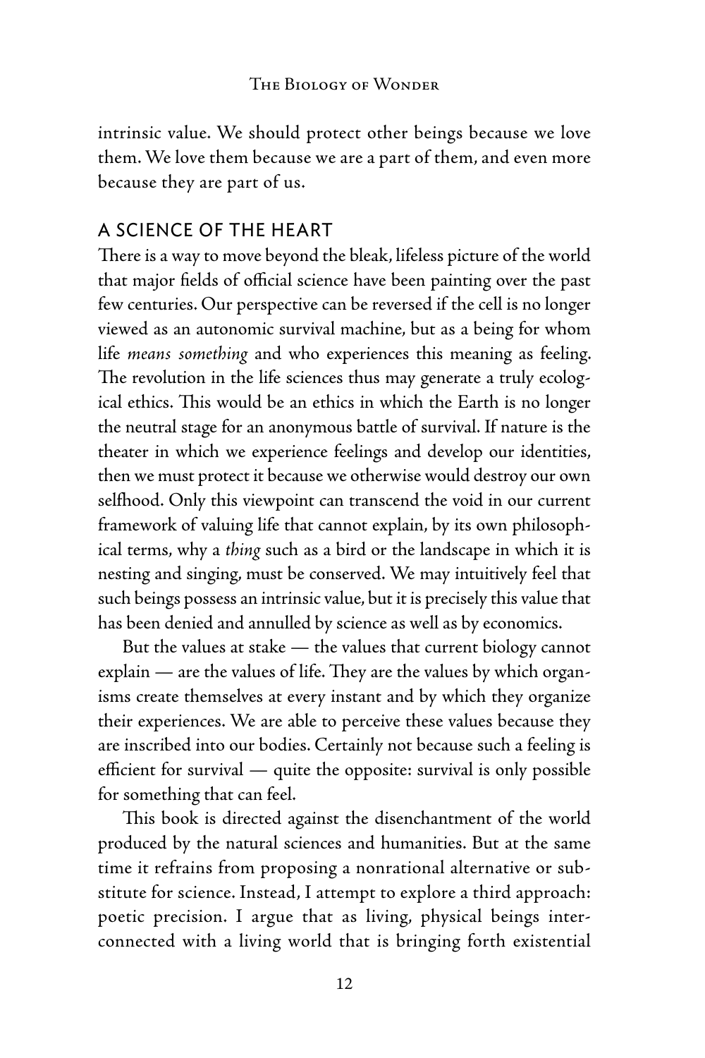intrinsic value. We should protect other beings because we love them. We love them because we are a part of them, and even more because they are part of us.

## A SCIENCE OF THE HEART

There is a way to move beyond the bleak, lifeless picture of the world that major fields of official science have been painting over the past few centuries. Our perspective can be reversed if the cell is no longer viewed as an autonomic survival machine, but as a being for whom life *means something* and who experiences this meaning as feeling. The revolution in the life sciences thus may generate a truly ecological ethics. This would be an ethics in which the Earth is no longer the neutral stage for an anonymous battle of survival. If nature is the theater in which we experience feelings and develop our identities, then we must protect it because we otherwise would destroy our own selfhood. Only this viewpoint can transcend the void in our current framework of valuing life that cannot explain, by its own philosophical terms, why a *thing* such as a bird or the landscape in which it is nesting and singing, must be conserved. We may intuitively feel that such beings possess an intrinsic value, but it is precisely this value that has been denied and annulled by science as well as by economics.

But the values at stake — the values that current biology cannot explain — are the values of life. They are the values by which organisms create themselves at every instant and by which they organize their experiences. We are able to perceive these values because they are inscribed into our bodies. Certainly not because such a feeling is efficient for survival — quite the opposite: survival is only possible for something that can feel.

This book is directed against the disenchantment of the world produced by the natural sciences and humanities. But at the same time it refrains from proposing a nonrational alternative or substitute for science. Instead, I attempt to explore a third approach: poetic precision. I argue that as living, physical beings interconnected with a living world that is bringing forth existential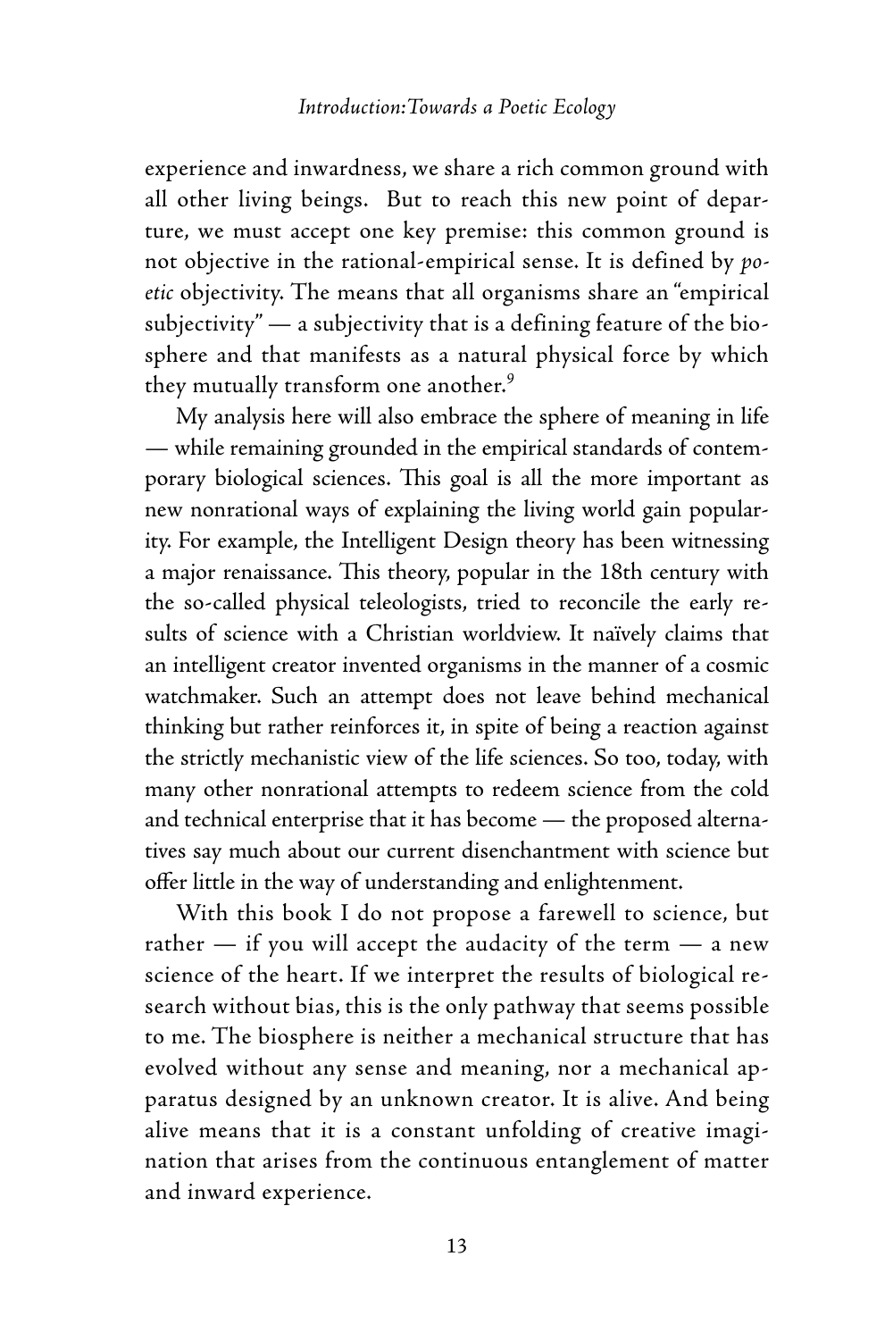experience and inwardness, we share a rich common ground with all other living beings. But to reach this new point of departure, we must accept one key premise: this common ground is not objective in the rational-empirical sense. It is defined by *poetic* objectivity. The means that all organisms share an "empirical subjectivity" — a subjectivity that is a defining feature of the biosphere and that manifests as a natural physical force by which they mutually transform one another.[9]

My analysis here will also embrace the sphere of meaning in life — while remaining grounded in the empirical standards of contemporary biological sciences. This goal is all the more important as new nonrational ways of explaining the living world gain popularity. For example, the Intelligent Design theory has been witnessing a major renaissance. This theory, popular in the 18th century with the so-called physical teleologists, tried to reconcile the early results of science with a Christian worldview. It naïvely claims that an intelligent creator invented organisms in the manner of a cosmic watchmaker. Such an attempt does not leave behind mechanical thinking but rather reinforces it, in spite of being a reaction against the strictly mechanistic view of the life sciences. So too, today, with many other nonrational attempts to redeem science from the cold and technical enterprise that it has become — the proposed alternatives say much about our current disenchantment with science but offer little in the way of understanding and enlightenment.

With this book I do not propose a farewell to science, but rather — if you will accept the audacity of the term — a new science of the heart. If we interpret the results of biological research without bias, this is the only pathway that seems possible to me. The biosphere is neither a mechanical structure that has evolved without any sense and meaning, nor a mechanical apparatus designed by an unknown creator. It is alive. And being alive means that it is a constant unfolding of creative imagination that arises from the continuous entanglement of matter and inward experience.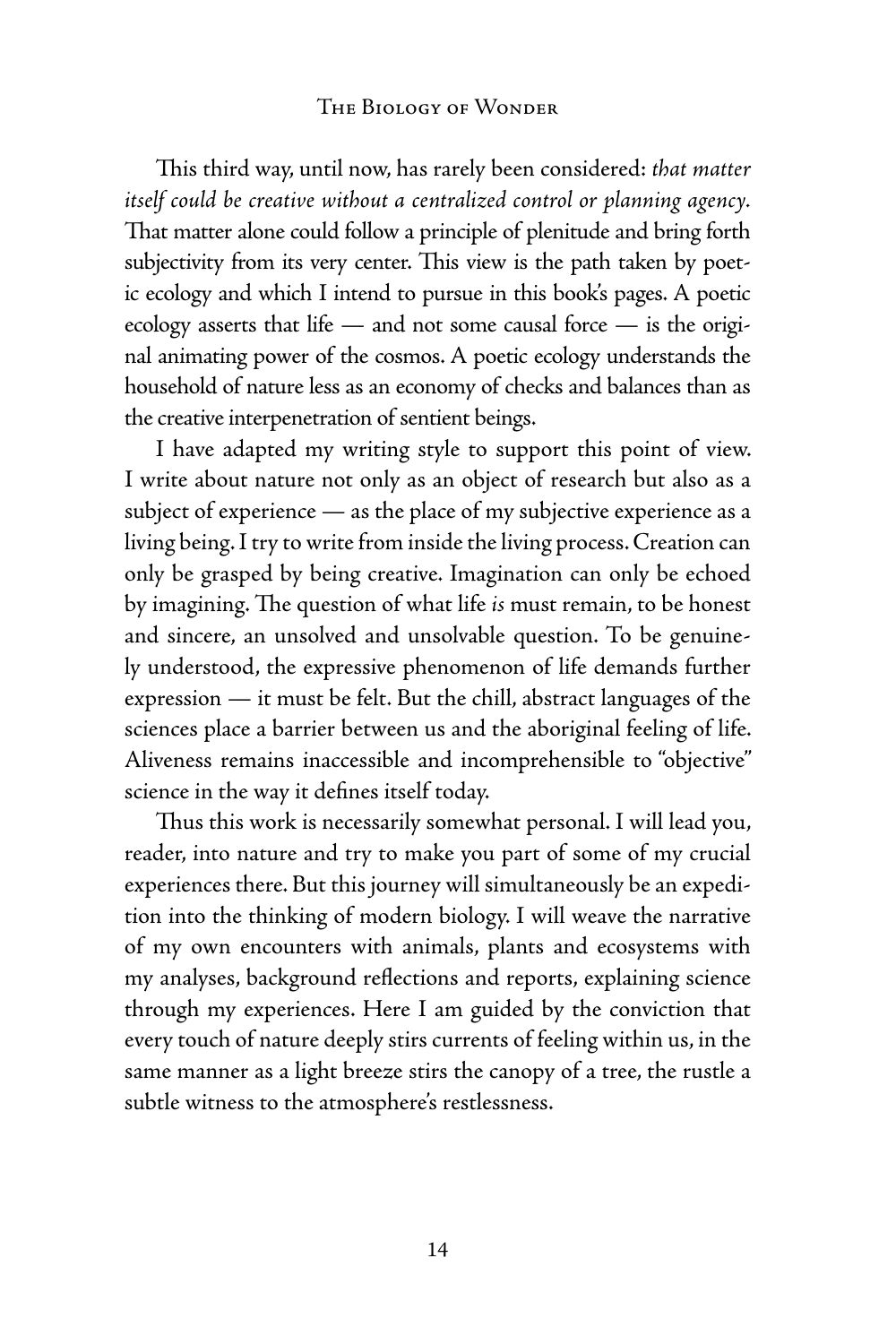This third way, until now, has rarely been considered: *that matter itself could be creative without a centralized control or planning agency*. That matter alone could follow a principle of plenitude and bring forth subjectivity from its very center. This view is the path taken by poetic ecology and which I intend to pursue in this book's pages. A poetic ecology asserts that life — and not some causal force — is the original animating power of the cosmos. A poetic ecology understands the household of nature less as an economy of checks and balances than as the creative interpenetration of sentient beings.

I have adapted my writing style to support this point of view. I write about nature not only as an object of research but also as a subject of experience — as the place of my subjective experience as a living being. I try to write from inside the living process. Creation can only be grasped by being creative. Imagination can only be echoed by imagining. The question of what life *is* must remain, to be honest and sincere, an unsolved and unsolvable question. To be genuinely understood, the expressive phenomenon of life demands further expression — it must be felt. But the chill, abstract languages of the sciences place a barrier between us and the aboriginal feeling of life. Aliveness remains inaccessible and incomprehensible to "objective" science in the way it defines itself today.

Thus this work is necessarily somewhat personal. I will lead you, reader, into nature and try to make you part of some of my crucial experiences there. But this journey will simultaneously be an expedition into the thinking of modern biology. I will weave the narrative of my own encounters with animals, plants and ecosystems with my analyses, background reflections and reports, explaining science through my experiences. Here I am guided by the conviction that every touch of nature deeply stirs currents of feeling within us, in the same manner as a light breeze stirs the canopy of a tree, the rustle a subtle witness to the atmosphere's restlessness.